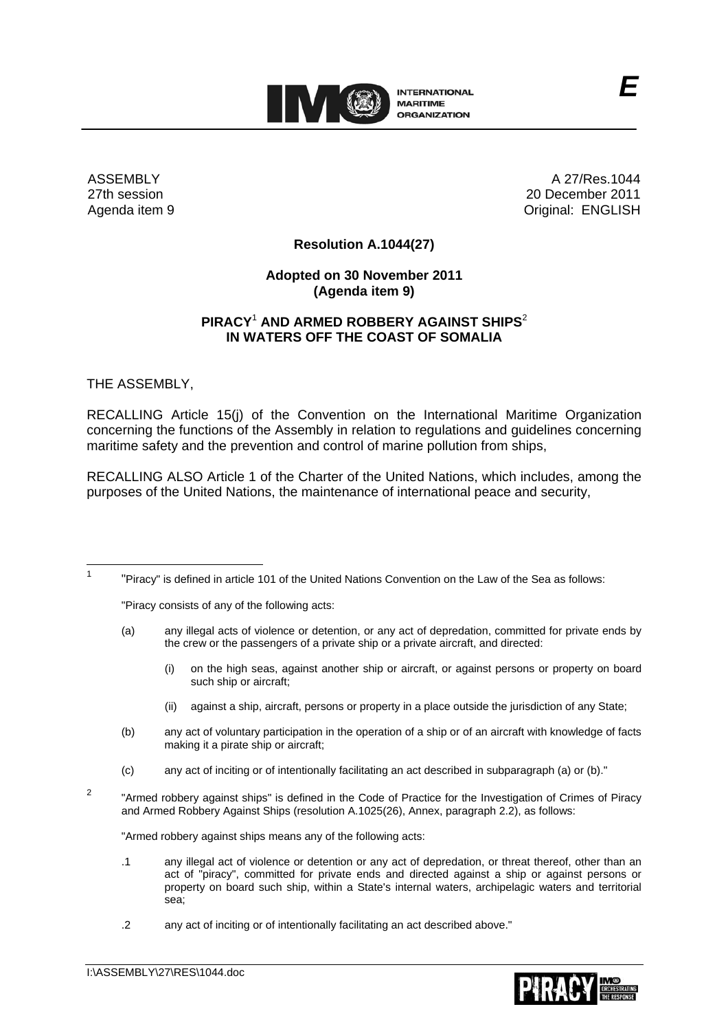ASSEMBLY
27th session
Agenda item 9

A 27/Res.1044
20 December 2011
Original: ENGLISH

**Resolution A.1044(27)**

**Adopted on 30 November 2011**
**(Agenda item 9)**

**PIRACY[1] AND ARMED ROBBERY AGAINST SHIPS[2]**
**IN WATERS OFF THE COAST OF SOMALIA**

THE ASSEMBLY,

RECALLING Article 15(j) of the Convention on the International Maritime Organization concerning the functions of the Assembly in relation to regulations and guidelines concerning maritime safety and the prevention and control of marine pollution from ships,

RECALLING ALSO Article 1 of the Charter of the United Nations, which includes, among the purposes of the United Nations, the maintenance of international peace and security,

---

[1] "Piracy" is defined in article 101 of the United Nations Convention on the Law of the Sea as follows:

"Piracy consists of any of the following acts:

(a) any illegal acts of violence or detention, or any act of depredation, committed for private ends by the crew or the passengers of a private ship or a private aircraft, and directed:

(i) on the high seas, against another ship or aircraft, or against persons or property on board such ship or aircraft;

(ii) against a ship, aircraft, persons or property in a place outside the jurisdiction of any State;

(b) any act of voluntary participation in the operation of a ship or of an aircraft with knowledge of facts making it a pirate ship or aircraft;

(c) any act of inciting or of intentionally facilitating an act described in subparagraph (a) or (b)."

[2] "Armed robbery against ships" is defined in the Code of Practice for the Investigation of Crimes of Piracy and Armed Robbery Against Ships (resolution A.1025(26), Annex, paragraph 2.2), as follows:

"Armed robbery against ships means any of the following acts:

.1 any illegal act of violence or detention or any act of depredation, or threat thereof, other than an act of "piracy", committed for private ends and directed against a ship or against persons or property on board such ship, within a State's internal waters, archipelagic waters and territorial sea;

.2 any act of inciting or of intentionally facilitating an act described above."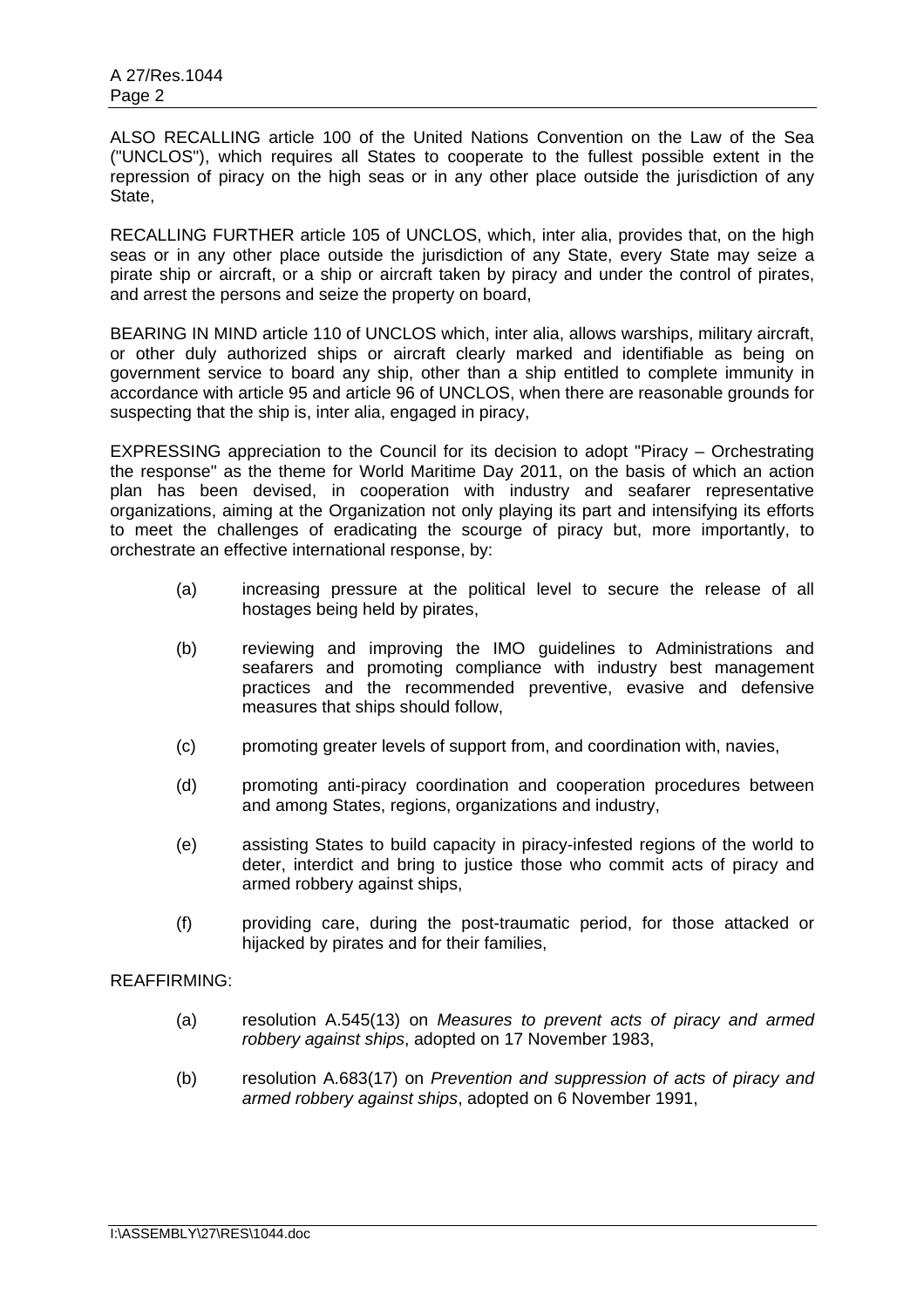ALSO RECALLING article 100 of the United Nations Convention on the Law of the Sea ("UNCLOS"), which requires all States to cooperate to the fullest possible extent in the repression of piracy on the high seas or in any other place outside the jurisdiction of any State,

RECALLING FURTHER article 105 of UNCLOS, which, inter alia, provides that, on the high seas or in any other place outside the jurisdiction of any State, every State may seize a pirate ship or aircraft, or a ship or aircraft taken by piracy and under the control of pirates, and arrest the persons and seize the property on board,

BEARING IN MIND article 110 of UNCLOS which, inter alia, allows warships, military aircraft, or other duly authorized ships or aircraft clearly marked and identifiable as being on government service to board any ship, other than a ship entitled to complete immunity in accordance with article 95 and article 96 of UNCLOS, when there are reasonable grounds for suspecting that the ship is, inter alia, engaged in piracy,

EXPRESSING appreciation to the Council for its decision to adopt "Piracy – Orchestrating the response" as the theme for World Maritime Day 2011, on the basis of which an action plan has been devised, in cooperation with industry and seafarer representative organizations, aiming at the Organization not only playing its part and intensifying its efforts to meet the challenges of eradicating the scourge of piracy but, more importantly, to orchestrate an effective international response, by:

(a) increasing pressure at the political level to secure the release of all hostages being held by pirates,

(b) reviewing and improving the IMO guidelines to Administrations and seafarers and promoting compliance with industry best management practices and the recommended preventive, evasive and defensive measures that ships should follow,

(c) promoting greater levels of support from, and coordination with, navies,

(d) promoting anti-piracy coordination and cooperation procedures between and among States, regions, organizations and industry,

(e) assisting States to build capacity in piracy-infested regions of the world to deter, interdict and bring to justice those who commit acts of piracy and armed robbery against ships,

(f) providing care, during the post-traumatic period, for those attacked or hijacked by pirates and for their families,

REAFFIRMING:

(a) resolution A.545(13) on *Measures to prevent acts of piracy and armed robbery against ships*, adopted on 17 November 1983,

(b) resolution A.683(17) on *Prevention and suppression of acts of piracy and armed robbery against ships*, adopted on 6 November 1991,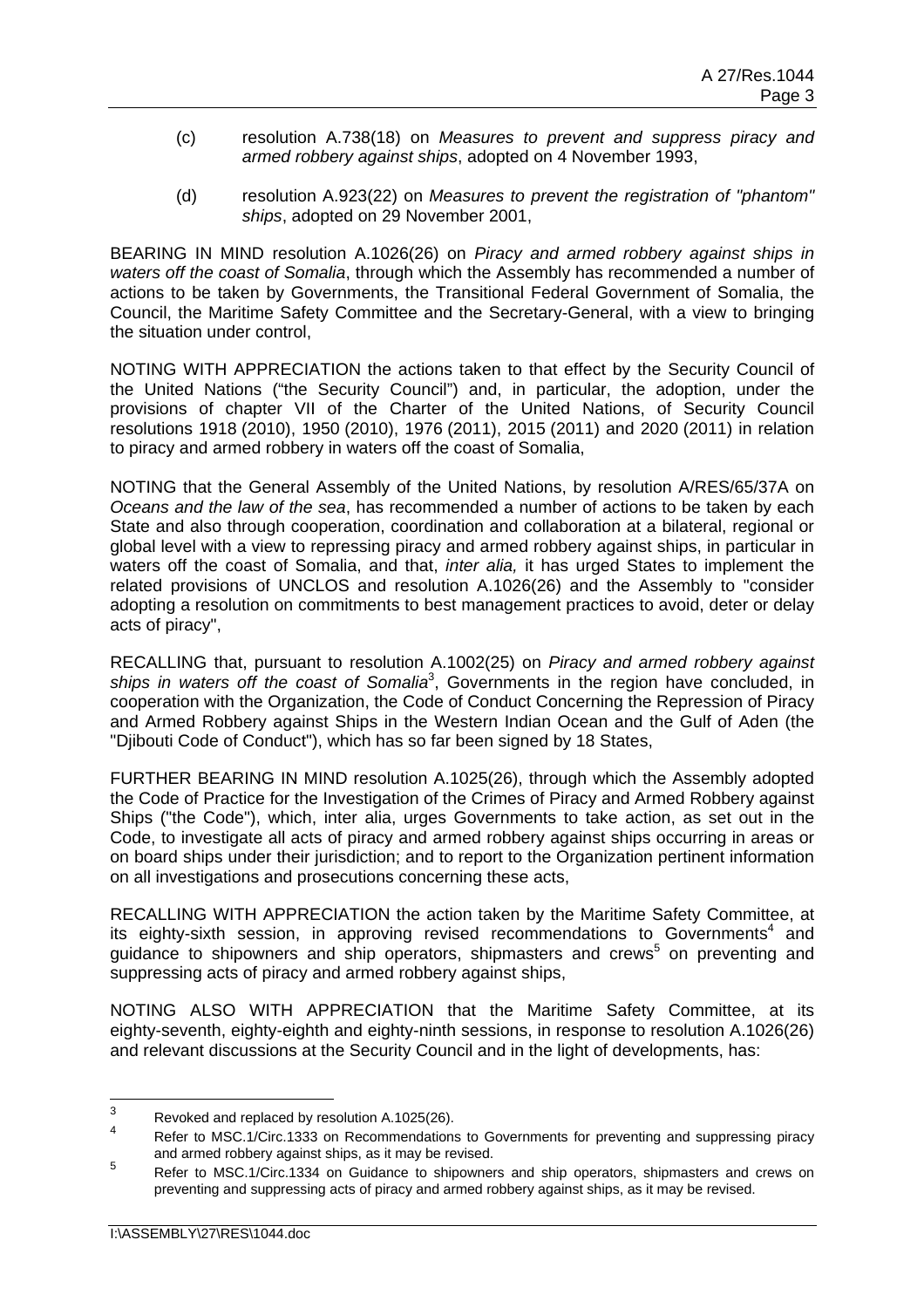(c) resolution A.738(18) on *Measures to prevent and suppress piracy and armed robbery against ships*, adopted on 4 November 1993,

(d) resolution A.923(22) on *Measures to prevent the registration of "phantom" ships*, adopted on 29 November 2001,

BEARING IN MIND resolution A.1026(26) on *Piracy and armed robbery against ships in waters off the coast of Somalia*, through which the Assembly has recommended a number of actions to be taken by Governments, the Transitional Federal Government of Somalia, the Council, the Maritime Safety Committee and the Secretary-General, with a view to bringing the situation under control,

NOTING WITH APPRECIATION the actions taken to that effect by the Security Council of the United Nations ("the Security Council") and, in particular, the adoption, under the provisions of chapter VII of the Charter of the United Nations, of Security Council resolutions 1918 (2010), 1950 (2010), 1976 (2011), 2015 (2011) and 2020 (2011) in relation to piracy and armed robbery in waters off the coast of Somalia,

NOTING that the General Assembly of the United Nations, by resolution A/RES/65/37A on *Oceans and the law of the sea*, has recommended a number of actions to be taken by each State and also through cooperation, coordination and collaboration at a bilateral, regional or global level with a view to repressing piracy and armed robbery against ships, in particular in waters off the coast of Somalia, and that, *inter alia,* it has urged States to implement the related provisions of UNCLOS and resolution A.1026(26) and the Assembly to "consider adopting a resolution on commitments to best management practices to avoid, deter or delay acts of piracy",

RECALLING that, pursuant to resolution A.1002(25) on *Piracy and armed robbery against ships in waters off the coast of Somalia*[3], Governments in the region have concluded, in cooperation with the Organization, the Code of Conduct Concerning the Repression of Piracy and Armed Robbery against Ships in the Western Indian Ocean and the Gulf of Aden (the "Djibouti Code of Conduct"), which has so far been signed by 18 States,

FURTHER BEARING IN MIND resolution A.1025(26), through which the Assembly adopted the Code of Practice for the Investigation of the Crimes of Piracy and Armed Robbery against Ships ("the Code"), which, inter alia, urges Governments to take action, as set out in the Code, to investigate all acts of piracy and armed robbery against ships occurring in areas or on board ships under their jurisdiction; and to report to the Organization pertinent information on all investigations and prosecutions concerning these acts,

RECALLING WITH APPRECIATION the action taken by the Maritime Safety Committee, at its eighty-sixth session, in approving revised recommendations to Governments[4] and guidance to shipowners and ship operators, shipmasters and crews[5] on preventing and suppressing acts of piracy and armed robbery against ships,

NOTING ALSO WITH APPRECIATION that the Maritime Safety Committee, at its eighty-seventh, eighty-eighth and eighty-ninth sessions, in response to resolution A.1026(26) and relevant discussions at the Security Council and in the light of developments, has:

---

[3] Revoked and replaced by resolution A.1025(26).

[4] Refer to MSC.1/Circ.1333 on Recommendations to Governments for preventing and suppressing piracy and armed robbery against ships, as it may be revised.

[5] Refer to MSC.1/Circ.1334 on Guidance to shipowners and ship operators, shipmasters and crews on preventing and suppressing acts of piracy and armed robbery against ships, as it may be revised.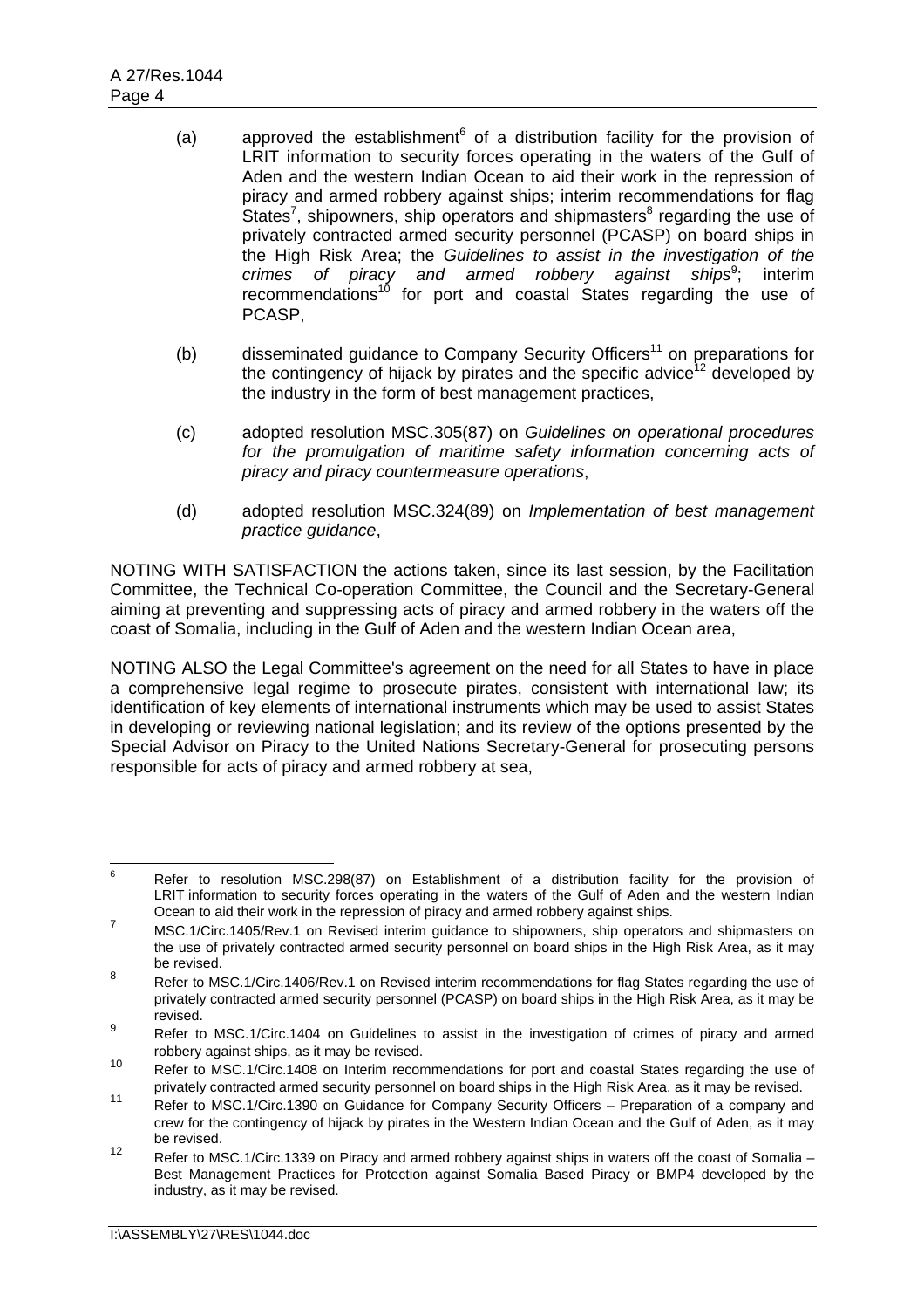(a) approved the establishment[6] of a distribution facility for the provision of LRIT information to security forces operating in the waters of the Gulf of Aden and the western Indian Ocean to aid their work in the repression of piracy and armed robbery against ships; interim recommendations for flag States[7], shipowners, ship operators and shipmasters[8] regarding the use of privately contracted armed security personnel (PCASP) on board ships in the High Risk Area; the *Guidelines to assist in the investigation of the crimes of piracy and armed robbery against ships*[9]; interim recommendations[10] for port and coastal States regarding the use of PCASP,

(b) disseminated guidance to Company Security Officers[11] on preparations for the contingency of hijack by pirates and the specific advice[12] developed by the industry in the form of best management practices,

(c) adopted resolution MSC.305(87) on *Guidelines on operational procedures for the promulgation of maritime safety information concerning acts of piracy and piracy countermeasure operations*,

(d) adopted resolution MSC.324(89) on *Implementation of best management practice guidance*,

NOTING WITH SATISFACTION the actions taken, since its last session, by the Facilitation Committee, the Technical Co-operation Committee, the Council and the Secretary-General aiming at preventing and suppressing acts of piracy and armed robbery in the waters off the coast of Somalia, including in the Gulf of Aden and the western Indian Ocean area,

NOTING ALSO the Legal Committee's agreement on the need for all States to have in place a comprehensive legal regime to prosecute pirates, consistent with international law; its identification of key elements of international instruments which may be used to assist States in developing or reviewing national legislation; and its review of the options presented by the Special Advisor on Piracy to the United Nations Secretary-General for prosecuting persons responsible for acts of piracy and armed robbery at sea,

---

[6] Refer to resolution MSC.298(87) on Establishment of a distribution facility for the provision of LRIT information to security forces operating in the waters of the Gulf of Aden and the western Indian Ocean to aid their work in the repression of piracy and armed robbery against ships.

[7] MSC.1/Circ.1405/Rev.1 on Revised interim guidance to shipowners, ship operators and shipmasters on the use of privately contracted armed security personnel on board ships in the High Risk Area, as it may be revised.

[8] Refer to MSC.1/Circ.1406/Rev.1 on Revised interim recommendations for flag States regarding the use of privately contracted armed security personnel (PCASP) on board ships in the High Risk Area, as it may be revised.

[9] Refer to MSC.1/Circ.1404 on Guidelines to assist in the investigation of crimes of piracy and armed robbery against ships, as it may be revised.

[10] Refer to MSC.1/Circ.1408 on Interim recommendations for port and coastal States regarding the use of privately contracted armed security personnel on board ships in the High Risk Area, as it may be revised.

[11] Refer to MSC.1/Circ.1390 on Guidance for Company Security Officers – Preparation of a company and crew for the contingency of hijack by pirates in the Western Indian Ocean and the Gulf of Aden, as it may be revised.

[12] Refer to MSC.1/Circ.1339 on Piracy and armed robbery against ships in waters off the coast of Somalia – Best Management Practices for Protection against Somalia Based Piracy or BMP4 developed by the industry, as it may be revised.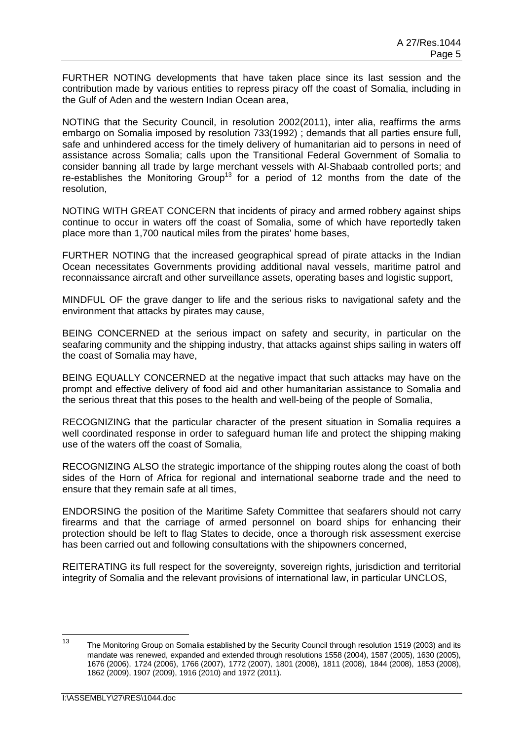FURTHER NOTING developments that have taken place since its last session and the contribution made by various entities to repress piracy off the coast of Somalia, including in the Gulf of Aden and the western Indian Ocean area,

NOTING that the Security Council, in resolution 2002(2011), inter alia, reaffirms the arms embargo on Somalia imposed by resolution 733(1992) ; demands that all parties ensure full, safe and unhindered access for the timely delivery of humanitarian aid to persons in need of assistance across Somalia; calls upon the Transitional Federal Government of Somalia to consider banning all trade by large merchant vessels with Al-Shabaab controlled ports; and re-establishes the Monitoring Group[13] for a period of 12 months from the date of the resolution,

NOTING WITH GREAT CONCERN that incidents of piracy and armed robbery against ships continue to occur in waters off the coast of Somalia, some of which have reportedly taken place more than 1,700 nautical miles from the pirates' home bases,

FURTHER NOTING that the increased geographical spread of pirate attacks in the Indian Ocean necessitates Governments providing additional naval vessels, maritime patrol and reconnaissance aircraft and other surveillance assets, operating bases and logistic support,

MINDFUL OF the grave danger to life and the serious risks to navigational safety and the environment that attacks by pirates may cause,

BEING CONCERNED at the serious impact on safety and security, in particular on the seafaring community and the shipping industry, that attacks against ships sailing in waters off the coast of Somalia may have,

BEING EQUALLY CONCERNED at the negative impact that such attacks may have on the prompt and effective delivery of food aid and other humanitarian assistance to Somalia and the serious threat that this poses to the health and well-being of the people of Somalia,

RECOGNIZING that the particular character of the present situation in Somalia requires a well coordinated response in order to safeguard human life and protect the shipping making use of the waters off the coast of Somalia,

RECOGNIZING ALSO the strategic importance of the shipping routes along the coast of both sides of the Horn of Africa for regional and international seaborne trade and the need to ensure that they remain safe at all times,

ENDORSING the position of the Maritime Safety Committee that seafarers should not carry firearms and that the carriage of armed personnel on board ships for enhancing their protection should be left to flag States to decide, once a thorough risk assessment exercise has been carried out and following consultations with the shipowners concerned,

REITERATING its full respect for the sovereignty, sovereign rights, jurisdiction and territorial integrity of Somalia and the relevant provisions of international law, in particular UNCLOS,

---

[13] The Monitoring Group on Somalia established by the Security Council through resolution 1519 (2003) and its mandate was renewed, expanded and extended through resolutions 1558 (2004), 1587 (2005), 1630 (2005), 1676 (2006), 1724 (2006), 1766 (2007), 1772 (2007), 1801 (2008), 1811 (2008), 1844 (2008), 1853 (2008), 1862 (2009), 1907 (2009), 1916 (2010) and 1972 (2011).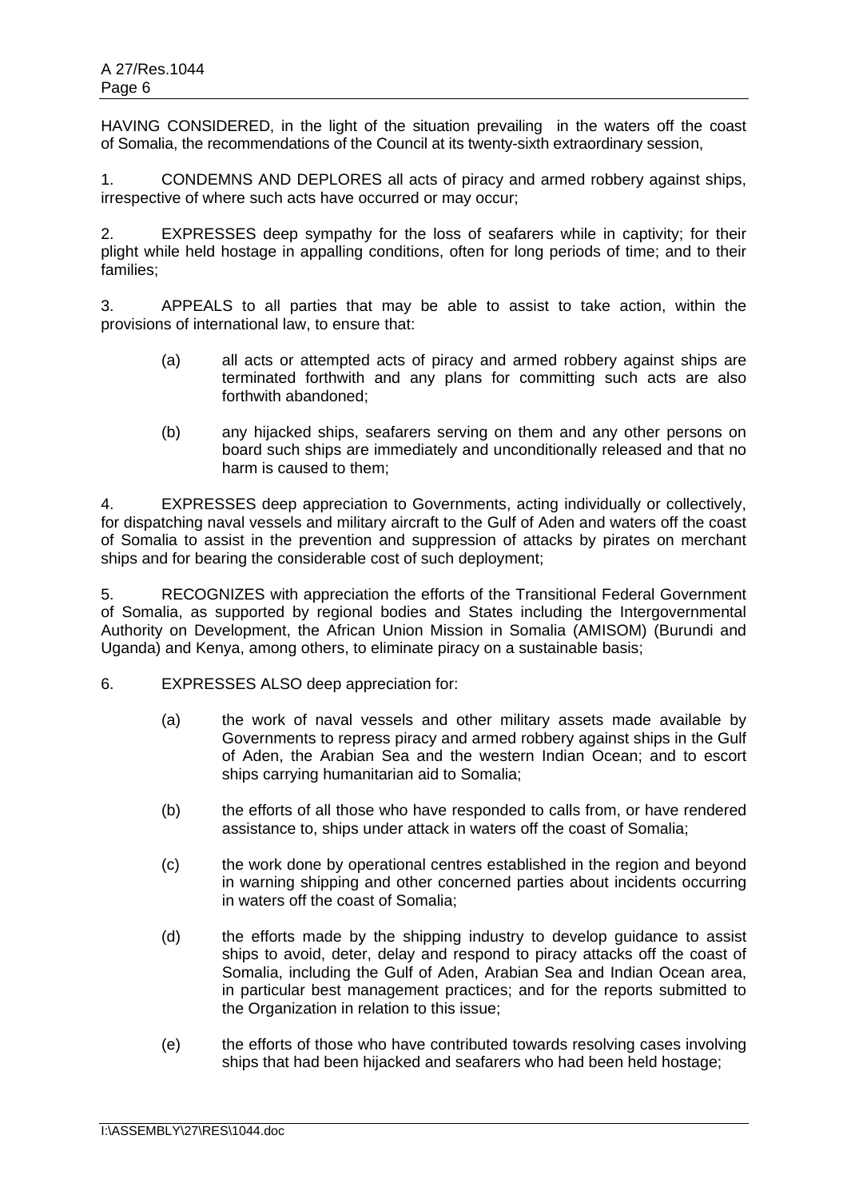HAVING CONSIDERED, in the light of the situation prevailing in the waters off the coast of Somalia, the recommendations of the Council at its twenty-sixth extraordinary session,

1. CONDEMNS AND DEPLORES all acts of piracy and armed robbery against ships, irrespective of where such acts have occurred or may occur;

2. EXPRESSES deep sympathy for the loss of seafarers while in captivity; for their plight while held hostage in appalling conditions, often for long periods of time; and to their families;

3. APPEALS to all parties that may be able to assist to take action, within the provisions of international law, to ensure that:

   (a) all acts or attempted acts of piracy and armed robbery against ships are terminated forthwith and any plans for committing such acts are also forthwith abandoned;

   (b) any hijacked ships, seafarers serving on them and any other persons on board such ships are immediately and unconditionally released and that no harm is caused to them;

4. EXPRESSES deep appreciation to Governments, acting individually or collectively, for dispatching naval vessels and military aircraft to the Gulf of Aden and waters off the coast of Somalia to assist in the prevention and suppression of attacks by pirates on merchant ships and for bearing the considerable cost of such deployment;

5. RECOGNIZES with appreciation the efforts of the Transitional Federal Government of Somalia, as supported by regional bodies and States including the Intergovernmental Authority on Development, the African Union Mission in Somalia (AMISOM) (Burundi and Uganda) and Kenya, among others, to eliminate piracy on a sustainable basis;

6. EXPRESSES ALSO deep appreciation for:

   (a) the work of naval vessels and other military assets made available by Governments to repress piracy and armed robbery against ships in the Gulf of Aden, the Arabian Sea and the western Indian Ocean; and to escort ships carrying humanitarian aid to Somalia;

   (b) the efforts of all those who have responded to calls from, or have rendered assistance to, ships under attack in waters off the coast of Somalia;

   (c) the work done by operational centres established in the region and beyond in warning shipping and other concerned parties about incidents occurring in waters off the coast of Somalia;

   (d) the efforts made by the shipping industry to develop guidance to assist ships to avoid, deter, delay and respond to piracy attacks off the coast of Somalia, including the Gulf of Aden, Arabian Sea and Indian Ocean area, in particular best management practices; and for the reports submitted to the Organization in relation to this issue;

   (e) the efforts of those who have contributed towards resolving cases involving ships that had been hijacked and seafarers who had been held hostage;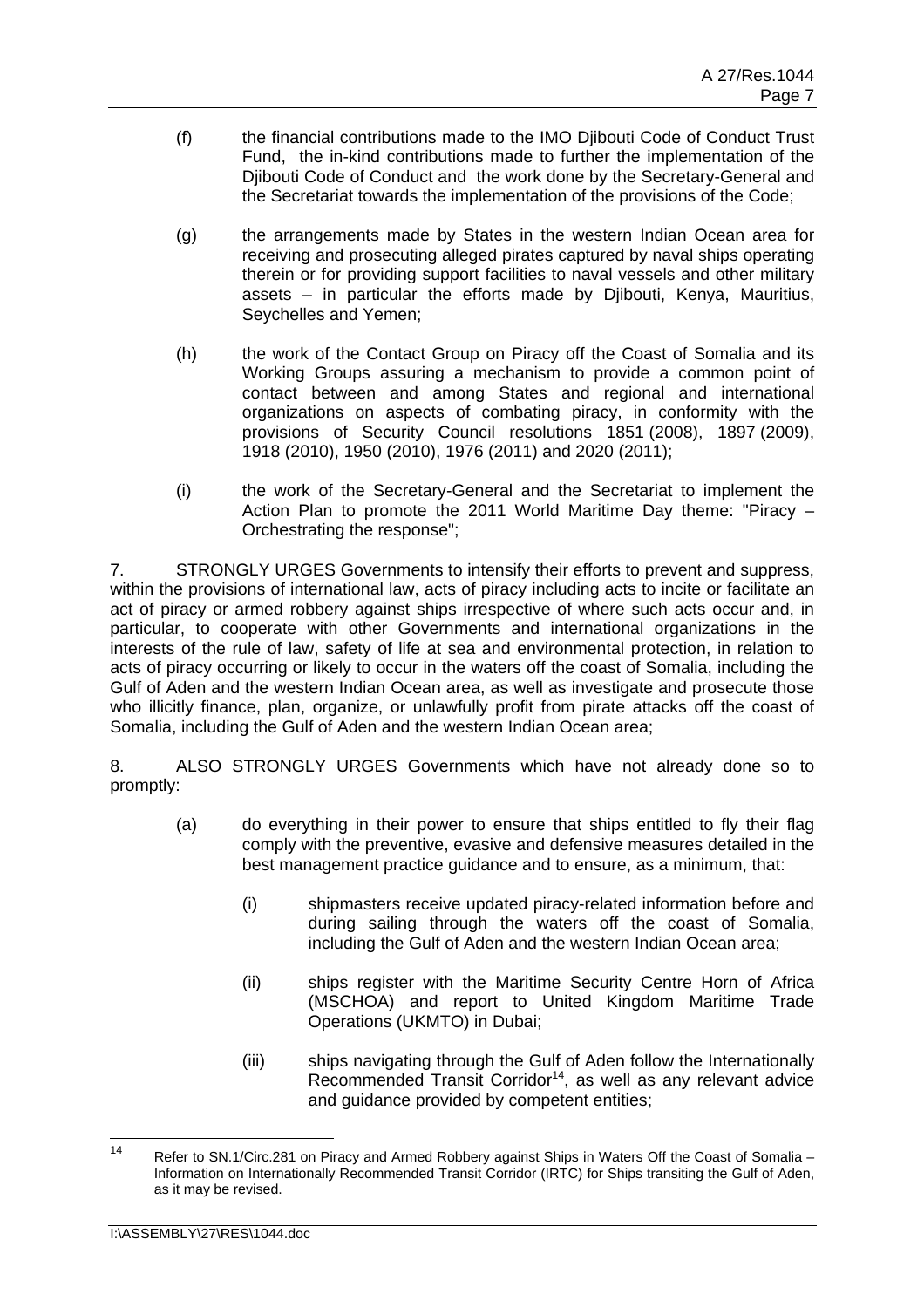(f) the financial contributions made to the IMO Djibouti Code of Conduct Trust Fund, the in-kind contributions made to further the implementation of the Djibouti Code of Conduct and the work done by the Secretary-General and the Secretariat towards the implementation of the provisions of the Code;

(g) the arrangements made by States in the western Indian Ocean area for receiving and prosecuting alleged pirates captured by naval ships operating therein or for providing support facilities to naval vessels and other military assets – in particular the efforts made by Djibouti, Kenya, Mauritius, Seychelles and Yemen;

(h) the work of the Contact Group on Piracy off the Coast of Somalia and its Working Groups assuring a mechanism to provide a common point of contact between and among States and regional and international organizations on aspects of combating piracy, in conformity with the provisions of Security Council resolutions 1851 (2008), 1897 (2009), 1918 (2010), 1950 (2010), 1976 (2011) and 2020 (2011);

(i) the work of the Secretary-General and the Secretariat to implement the Action Plan to promote the 2011 World Maritime Day theme: "Piracy – Orchestrating the response";

7. STRONGLY URGES Governments to intensify their efforts to prevent and suppress, within the provisions of international law, acts of piracy including acts to incite or facilitate an act of piracy or armed robbery against ships irrespective of where such acts occur and, in particular, to cooperate with other Governments and international organizations in the interests of the rule of law, safety of life at sea and environmental protection, in relation to acts of piracy occurring or likely to occur in the waters off the coast of Somalia, including the Gulf of Aden and the western Indian Ocean area, as well as investigate and prosecute those who illicitly finance, plan, organize, or unlawfully profit from pirate attacks off the coast of Somalia, including the Gulf of Aden and the western Indian Ocean area;

8. ALSO STRONGLY URGES Governments which have not already done so to promptly:

(a) do everything in their power to ensure that ships entitled to fly their flag comply with the preventive, evasive and defensive measures detailed in the best management practice guidance and to ensure, as a minimum, that:

(i) shipmasters receive updated piracy-related information before and during sailing through the waters off the coast of Somalia, including the Gulf of Aden and the western Indian Ocean area;

(ii) ships register with the Maritime Security Centre Horn of Africa (MSCHOA) and report to United Kingdom Maritime Trade Operations (UKMTO) in Dubai;

(iii) ships navigating through the Gulf of Aden follow the Internationally Recommended Transit Corridor[14], as well as any relevant advice and guidance provided by competent entities;

---

[14] Refer to SN.1/Circ.281 on Piracy and Armed Robbery against Ships in Waters Off the Coast of Somalia – Information on Internationally Recommended Transit Corridor (IRTC) for Ships transiting the Gulf of Aden, as it may be revised.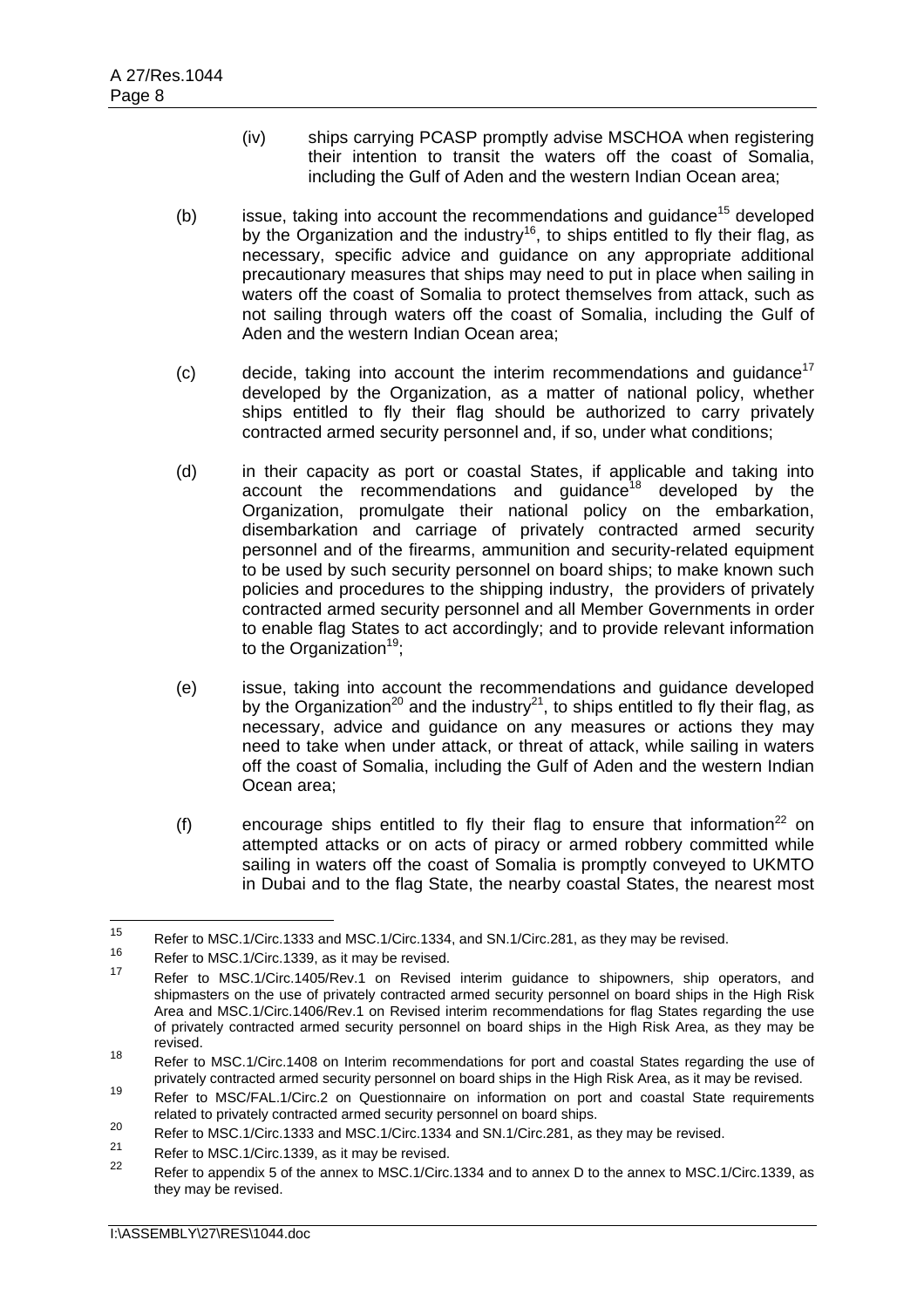(iv) ships carrying PCASP promptly advise MSCHOA when registering their intention to transit the waters off the coast of Somalia, including the Gulf of Aden and the western Indian Ocean area;

(b) issue, taking into account the recommendations and guidance[15] developed by the Organization and the industry[16], to ships entitled to fly their flag, as necessary, specific advice and guidance on any appropriate additional precautionary measures that ships may need to put in place when sailing in waters off the coast of Somalia to protect themselves from attack, such as not sailing through waters off the coast of Somalia, including the Gulf of Aden and the western Indian Ocean area;

(c) decide, taking into account the interim recommendations and guidance[17] developed by the Organization, as a matter of national policy, whether ships entitled to fly their flag should be authorized to carry privately contracted armed security personnel and, if so, under what conditions;

(d) in their capacity as port or coastal States, if applicable and taking into account the recommendations and guidance[18] developed by the Organization, promulgate their national policy on the embarkation, disembarkation and carriage of privately contracted armed security personnel and of the firearms, ammunition and security-related equipment to be used by such security personnel on board ships; to make known such policies and procedures to the shipping industry, the providers of privately contracted armed security personnel and all Member Governments in order to enable flag States to act accordingly; and to provide relevant information to the Organization[19];

(e) issue, taking into account the recommendations and guidance developed by the Organization[20] and the industry[21], to ships entitled to fly their flag, as necessary, advice and guidance on any measures or actions they may need to take when under attack, or threat of attack, while sailing in waters off the coast of Somalia, including the Gulf of Aden and the western Indian Ocean area;

(f) encourage ships entitled to fly their flag to ensure that information[22] on attempted attacks or on acts of piracy or armed robbery committed while sailing in waters off the coast of Somalia is promptly conveyed to UKMTO in Dubai and to the flag State, the nearby coastal States, the nearest most

---

[15] Refer to MSC.1/Circ.1333 and MSC.1/Circ.1334, and SN.1/Circ.281, as they may be revised.

[16] Refer to MSC.1/Circ.1339, as it may be revised.

[17] Refer to MSC.1/Circ.1405/Rev.1 on Revised interim guidance to shipowners, ship operators, and shipmasters on the use of privately contracted armed security personnel on board ships in the High Risk Area and MSC.1/Circ.1406/Rev.1 on Revised interim recommendations for flag States regarding the use of privately contracted armed security personnel on board ships in the High Risk Area, as they may be revised.

[18] Refer to MSC.1/Circ.1408 on Interim recommendations for port and coastal States regarding the use of privately contracted armed security personnel on board ships in the High Risk Area, as it may be revised.

[19] Refer to MSC/FAL.1/Circ.2 on Questionnaire on information on port and coastal State requirements related to privately contracted armed security personnel on board ships.

[20] Refer to MSC.1/Circ.1333 and MSC.1/Circ.1334 and SN.1/Circ.281, as they may be revised.

[21] Refer to MSC.1/Circ.1339, as it may be revised.

[22] Refer to appendix 5 of the annex to MSC.1/Circ.1334 and to annex D to the annex to MSC.1/Circ.1339, as they may be revised.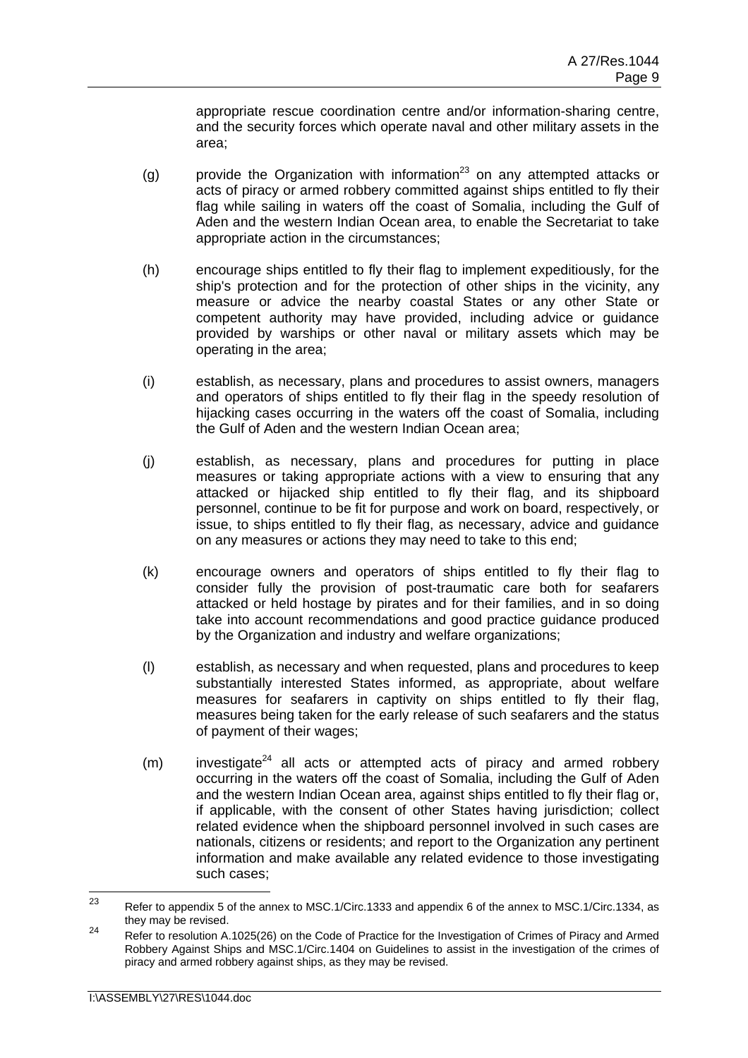appropriate rescue coordination centre and/or information-sharing centre, and the security forces which operate naval and other military assets in the area;

(g) provide the Organization with information[23] on any attempted attacks or acts of piracy or armed robbery committed against ships entitled to fly their flag while sailing in waters off the coast of Somalia, including the Gulf of Aden and the western Indian Ocean area, to enable the Secretariat to take appropriate action in the circumstances;

(h) encourage ships entitled to fly their flag to implement expeditiously, for the ship's protection and for the protection of other ships in the vicinity, any measure or advice the nearby coastal States or any other State or competent authority may have provided, including advice or guidance provided by warships or other naval or military assets which may be operating in the area;

(i) establish, as necessary, plans and procedures to assist owners, managers and operators of ships entitled to fly their flag in the speedy resolution of hijacking cases occurring in the waters off the coast of Somalia, including the Gulf of Aden and the western Indian Ocean area;

(j) establish, as necessary, plans and procedures for putting in place measures or taking appropriate actions with a view to ensuring that any attacked or hijacked ship entitled to fly their flag, and its shipboard personnel, continue to be fit for purpose and work on board, respectively, or issue, to ships entitled to fly their flag, as necessary, advice and guidance on any measures or actions they may need to take to this end;

(k) encourage owners and operators of ships entitled to fly their flag to consider fully the provision of post-traumatic care both for seafarers attacked or held hostage by pirates and for their families, and in so doing take into account recommendations and good practice guidance produced by the Organization and industry and welfare organizations;

(l) establish, as necessary and when requested, plans and procedures to keep substantially interested States informed, as appropriate, about welfare measures for seafarers in captivity on ships entitled to fly their flag, measures being taken for the early release of such seafarers and the status of payment of their wages;

(m) investigate[24] all acts or attempted acts of piracy and armed robbery occurring in the waters off the coast of Somalia, including the Gulf of Aden and the western Indian Ocean area, against ships entitled to fly their flag or, if applicable, with the consent of other States having jurisdiction; collect related evidence when the shipboard personnel involved in such cases are nationals, citizens or residents; and report to the Organization any pertinent information and make available any related evidence to those investigating such cases;

---

[23] Refer to appendix 5 of the annex to MSC.1/Circ.1333 and appendix 6 of the annex to MSC.1/Circ.1334, as they may be revised.

[24] Refer to resolution A.1025(26) on the Code of Practice for the Investigation of Crimes of Piracy and Armed Robbery Against Ships and MSC.1/Circ.1404 on Guidelines to assist in the investigation of the crimes of piracy and armed robbery against ships, as they may be revised.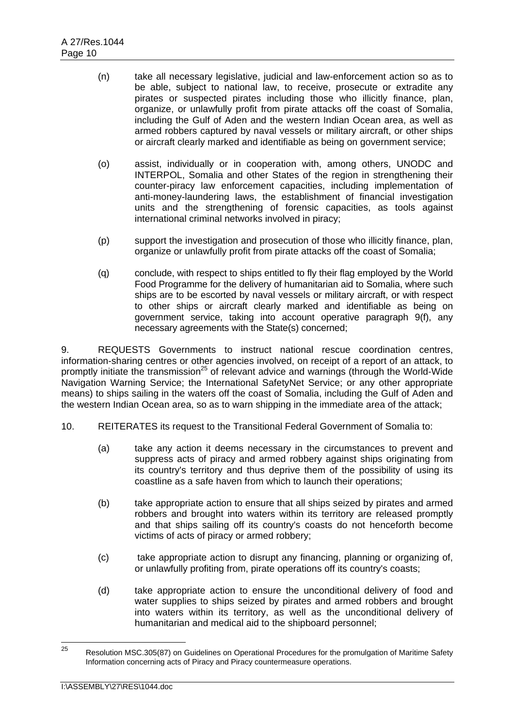(n) take all necessary legislative, judicial and law-enforcement action so as to be able, subject to national law, to receive, prosecute or extradite any pirates or suspected pirates including those who illicitly finance, plan, organize, or unlawfully profit from pirate attacks off the coast of Somalia, including the Gulf of Aden and the western Indian Ocean area, as well as armed robbers captured by naval vessels or military aircraft, or other ships or aircraft clearly marked and identifiable as being on government service;

(o) assist, individually or in cooperation with, among others, UNODC and INTERPOL, Somalia and other States of the region in strengthening their counter-piracy law enforcement capacities, including implementation of anti-money-laundering laws, the establishment of financial investigation units and the strengthening of forensic capacities, as tools against international criminal networks involved in piracy;

(p) support the investigation and prosecution of those who illicitly finance, plan, organize or unlawfully profit from pirate attacks off the coast of Somalia;

(q) conclude, with respect to ships entitled to fly their flag employed by the World Food Programme for the delivery of humanitarian aid to Somalia, where such ships are to be escorted by naval vessels or military aircraft, or with respect to other ships or aircraft clearly marked and identifiable as being on government service, taking into account operative paragraph 9(f), any necessary agreements with the State(s) concerned;

9. REQUESTS Governments to instruct national rescue coordination centres, information-sharing centres or other agencies involved, on receipt of a report of an attack, to promptly initiate the transmission[25] of relevant advice and warnings (through the World-Wide Navigation Warning Service; the International SafetyNet Service; or any other appropriate means) to ships sailing in the waters off the coast of Somalia, including the Gulf of Aden and the western Indian Ocean area, so as to warn shipping in the immediate area of the attack;

10. REITERATES its request to the Transitional Federal Government of Somalia to:

(a) take any action it deems necessary in the circumstances to prevent and suppress acts of piracy and armed robbery against ships originating from its country's territory and thus deprive them of the possibility of using its coastline as a safe haven from which to launch their operations;

(b) take appropriate action to ensure that all ships seized by pirates and armed robbers and brought into waters within its territory are released promptly and that ships sailing off its country's coasts do not henceforth become victims of acts of piracy or armed robbery;

(c) take appropriate action to disrupt any financing, planning or organizing of, or unlawfully profiting from, pirate operations off its country's coasts;

(d) take appropriate action to ensure the unconditional delivery of food and water supplies to ships seized by pirates and armed robbers and brought into waters within its territory, as well as the unconditional delivery of humanitarian and medical aid to the shipboard personnel;

---

[25] Resolution MSC.305(87) on Guidelines on Operational Procedures for the promulgation of Maritime Safety Information concerning acts of Piracy and Piracy countermeasure operations.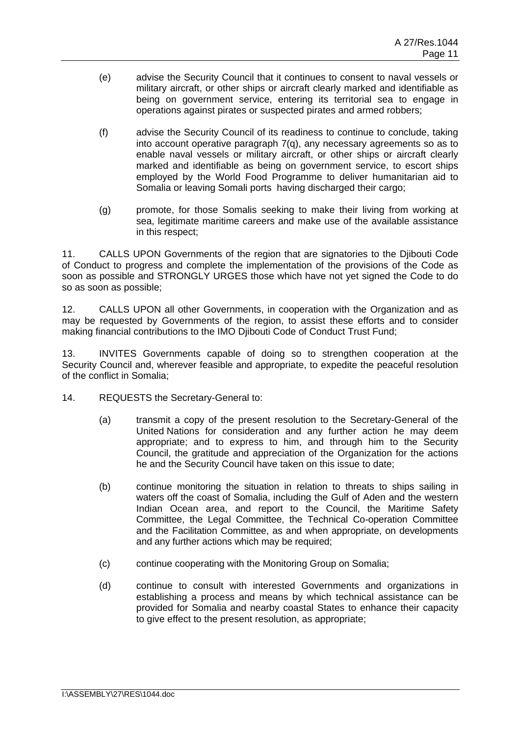(e) advise the Security Council that it continues to consent to naval vessels or military aircraft, or other ships or aircraft clearly marked and identifiable as being on government service, entering its territorial sea to engage in operations against pirates or suspected pirates and armed robbers;

(f) advise the Security Council of its readiness to continue to conclude, taking into account operative paragraph 7(q), any necessary agreements so as to enable naval vessels or military aircraft, or other ships or aircraft clearly marked and identifiable as being on government service, to escort ships employed by the World Food Programme to deliver humanitarian aid to Somalia or leaving Somali ports having discharged their cargo;

(g) promote, for those Somalis seeking to make their living from working at sea, legitimate maritime careers and make use of the available assistance in this respect;

11. CALLS UPON Governments of the region that are signatories to the Djibouti Code of Conduct to progress and complete the implementation of the provisions of the Code as soon as possible and STRONGLY URGES those which have not yet signed the Code to do so as soon as possible;

12. CALLS UPON all other Governments, in cooperation with the Organization and as may be requested by Governments of the region, to assist these efforts and to consider making financial contributions to the IMO Djibouti Code of Conduct Trust Fund;

13. INVITES Governments capable of doing so to strengthen cooperation at the Security Council and, wherever feasible and appropriate, to expedite the peaceful resolution of the conflict in Somalia;

14. REQUESTS the Secretary-General to:

(a) transmit a copy of the present resolution to the Secretary-General of the United Nations for consideration and any further action he may deem appropriate; and to express to him, and through him to the Security Council, the gratitude and appreciation of the Organization for the actions he and the Security Council have taken on this issue to date;

(b) continue monitoring the situation in relation to threats to ships sailing in waters off the coast of Somalia, including the Gulf of Aden and the western Indian Ocean area, and report to the Council, the Maritime Safety Committee, the Legal Committee, the Technical Co-operation Committee and the Facilitation Committee, as and when appropriate, on developments and any further actions which may be required;

(c) continue cooperating with the Monitoring Group on Somalia;

(d) continue to consult with interested Governments and organizations in establishing a process and means by which technical assistance can be provided for Somalia and nearby coastal States to enhance their capacity to give effect to the present resolution, as appropriate;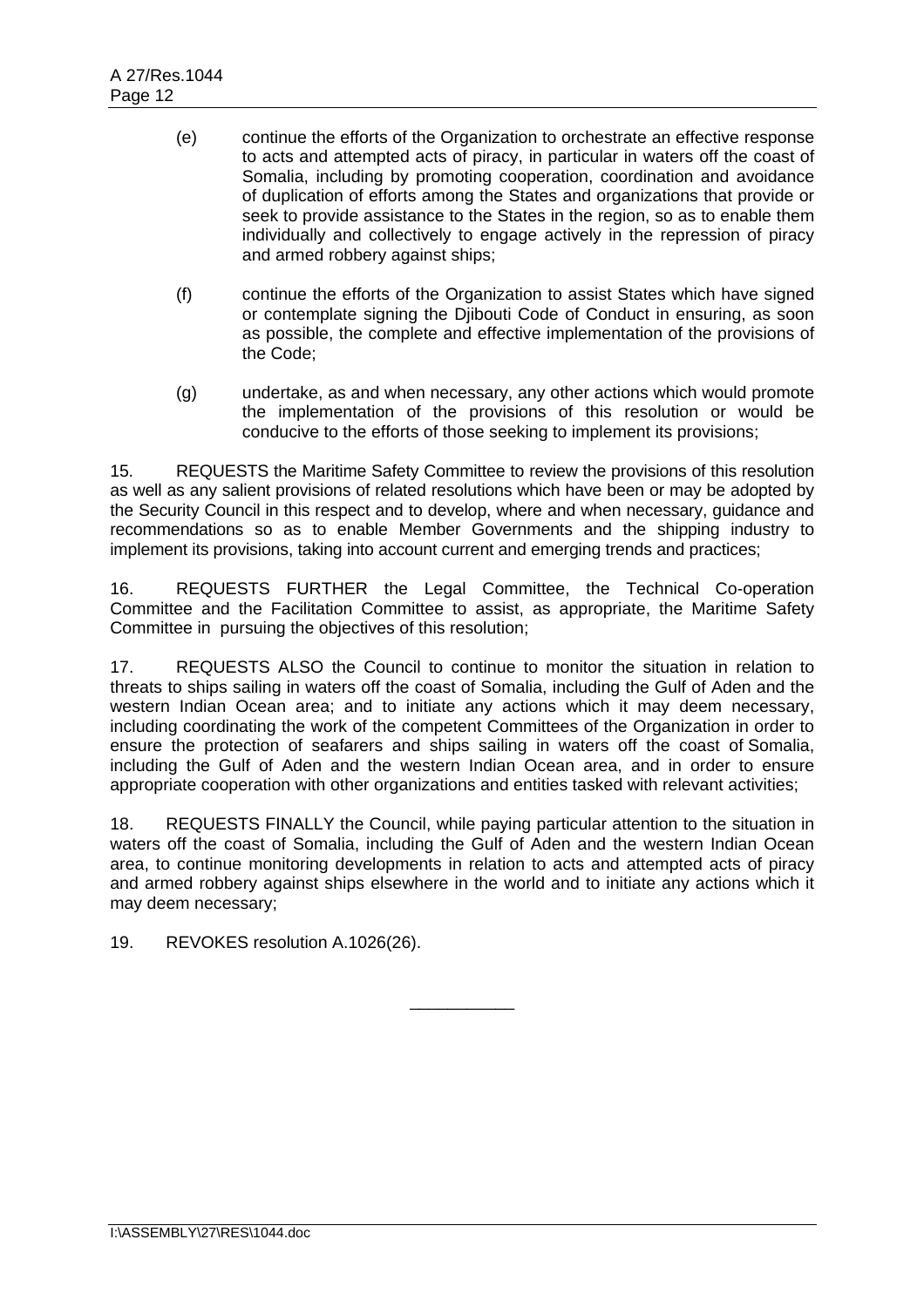(e) continue the efforts of the Organization to orchestrate an effective response to acts and attempted acts of piracy, in particular in waters off the coast of Somalia, including by promoting cooperation, coordination and avoidance of duplication of efforts among the States and organizations that provide or seek to provide assistance to the States in the region, so as to enable them individually and collectively to engage actively in the repression of piracy and armed robbery against ships;

(f) continue the efforts of the Organization to assist States which have signed or contemplate signing the Djibouti Code of Conduct in ensuring, as soon as possible, the complete and effective implementation of the provisions of the Code;

(g) undertake, as and when necessary, any other actions which would promote the implementation of the provisions of this resolution or would be conducive to the efforts of those seeking to implement its provisions;

15. REQUESTS the Maritime Safety Committee to review the provisions of this resolution as well as any salient provisions of related resolutions which have been or may be adopted by the Security Council in this respect and to develop, where and when necessary, guidance and recommendations so as to enable Member Governments and the shipping industry to implement its provisions, taking into account current and emerging trends and practices;

16. REQUESTS FURTHER the Legal Committee, the Technical Co-operation Committee and the Facilitation Committee to assist, as appropriate, the Maritime Safety Committee in pursuing the objectives of this resolution;

17. REQUESTS ALSO the Council to continue to monitor the situation in relation to threats to ships sailing in waters off the coast of Somalia, including the Gulf of Aden and the western Indian Ocean area; and to initiate any actions which it may deem necessary, including coordinating the work of the competent Committees of the Organization in order to ensure the protection of seafarers and ships sailing in waters off the coast of Somalia, including the Gulf of Aden and the western Indian Ocean area, and in order to ensure appropriate cooperation with other organizations and entities tasked with relevant activities;

18. REQUESTS FINALLY the Council, while paying particular attention to the situation in waters off the coast of Somalia, including the Gulf of Aden and the western Indian Ocean area, to continue monitoring developments in relation to acts and attempted acts of piracy and armed robbery against ships elsewhere in the world and to initiate any actions which it may deem necessary;

19. REVOKES resolution A.1026(26).

___________